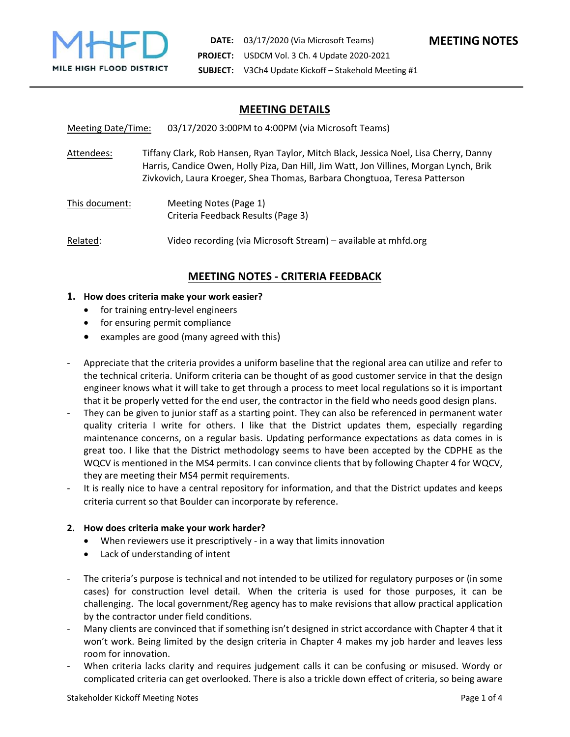**MILE HIGH FLOOD DISTRICT**

**DATE:** 03/17/2020 (Via Microsoft Teams)
**PROJECT:** USDCM Vol. 3 Ch. 4 Update 2020-2021
**SUBJECT:** V3Ch4 Update Kickoff – Stakehold Meeting #1

**MEETING NOTES**

## MEETING DETAILS

Meeting Date/Time: 03/17/2020 3:00PM to 4:00PM (via Microsoft Teams)

Attendees: Tiffany Clark, Rob Hansen, Ryan Taylor, Mitch Black, Jessica Noel, Lisa Cherry, Danny Harris, Candice Owen, Holly Piza, Dan Hill, Jim Watt, Jon Villines, Morgan Lynch, Brik Zivkovich, Laura Kroeger, Shea Thomas, Barbara Chongtuoa, Teresa Patterson

This document: Meeting Notes (Page 1)
Criteria Feedback Results (Page 3)

Related: Video recording (via Microsoft Stream) – available at mhfd.org

## MEETING NOTES - CRITERIA FEEDBACK

1. **How does criteria make your work easier?**
   - for training entry-level engineers
   - for ensuring permit compliance
   - examples are good (many agreed with this)

- Appreciate that the criteria provides a uniform baseline that the regional area can utilize and refer to the technical criteria. Uniform criteria can be thought of as good customer service in that the design engineer knows what it will take to get through a process to meet local regulations so it is important that it be properly vetted for the end user, the contractor in the field who needs good design plans.
- They can be given to junior staff as a starting point. They can also be referenced in permanent water quality criteria I write for others. I like that the District updates them, especially regarding maintenance concerns, on a regular basis. Updating performance expectations as data comes in is great too. I like that the District methodology seems to have been accepted by the CDPHE as the WQCV is mentioned in the MS4 permits. I can convince clients that by following Chapter 4 for WQCV, they are meeting their MS4 permit requirements.
- It is really nice to have a central repository for information, and that the District updates and keeps criteria current so that Boulder can incorporate by reference.

2. **How does criteria make your work harder?**
   - When reviewers use it prescriptively - in a way that limits innovation
   - Lack of understanding of intent

- The criteria's purpose is technical and not intended to be utilized for regulatory purposes or (in some cases) for construction level detail. When the criteria is used for those purposes, it can be challenging. The local government/Reg agency has to make revisions that allow practical application by the contractor under field conditions.
- Many clients are convinced that if something isn't designed in strict accordance with Chapter 4 that it won't work. Being limited by the design criteria in Chapter 4 makes my job harder and leaves less room for innovation.
- When criteria lacks clarity and requires judgement calls it can be confusing or misused. Wordy or complicated criteria can get overlooked. There is also a trickle down effect of criteria, so being aware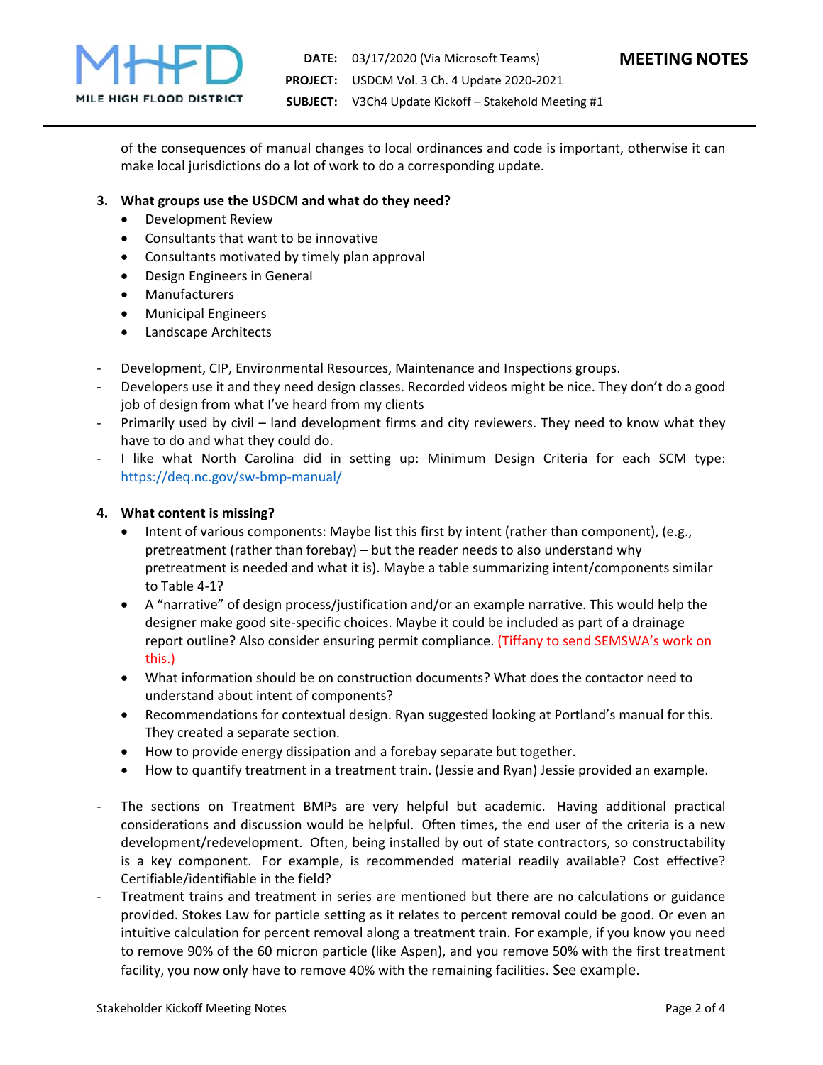of the consequences of manual changes to local ordinances and code is important, otherwise it can make local jurisdictions do a lot of work to do a corresponding update.

3. **What groups use the USDCM and what do they need?**
   - Development Review
   - Consultants that want to be innovative
   - Consultants motivated by timely plan approval
   - Design Engineers in General
   - Manufacturers
   - Municipal Engineers
   - Landscape Architects

- Development, CIP, Environmental Resources, Maintenance and Inspections groups.
- Developers use it and they need design classes. Recorded videos might be nice. They don't do a good job of design from what I've heard from my clients
- Primarily used by civil – land development firms and city reviewers. They need to know what they have to do and what they could do.
- I like what North Carolina did in setting up: Minimum Design Criteria for each SCM type: https://deq.nc.gov/sw-bmp-manual/

4. **What content is missing?**
   - Intent of various components: Maybe list this first by intent (rather than component), (e.g., pretreatment (rather than forebay) – but the reader needs to also understand why pretreatment is needed and what it is). Maybe a table summarizing intent/components similar to Table 4-1?
   - A "narrative" of design process/justification and/or an example narrative. This would help the designer make good site-specific choices. Maybe it could be included as part of a drainage report outline? Also consider ensuring permit compliance. (Tiffany to send SEMSWA's work on this.)
   - What information should be on construction documents? What does the contactor need to understand about intent of components?
   - Recommendations for contextual design. Ryan suggested looking at Portland's manual for this. They created a separate section.
   - How to provide energy dissipation and a forebay separate but together.
   - How to quantify treatment in a treatment train. (Jessie and Ryan) Jessie provided an example.

- The sections on Treatment BMPs are very helpful but academic. Having additional practical considerations and discussion would be helpful. Often times, the end user of the criteria is a new development/redevelopment. Often, being installed by out of state contractors, so constructability is a key component. For example, is recommended material readily available? Cost effective? Certifiable/identifiable in the field?
- Treatment trains and treatment in series are mentioned but there are no calculations or guidance provided. Stokes Law for particle setting as it relates to percent removal could be good. Or even an intuitive calculation for percent removal along a treatment train. For example, if you know you need to remove 90% of the 60 micron particle (like Aspen), and you remove 50% with the first treatment facility, you now only have to remove 40% with the remaining facilities. See example.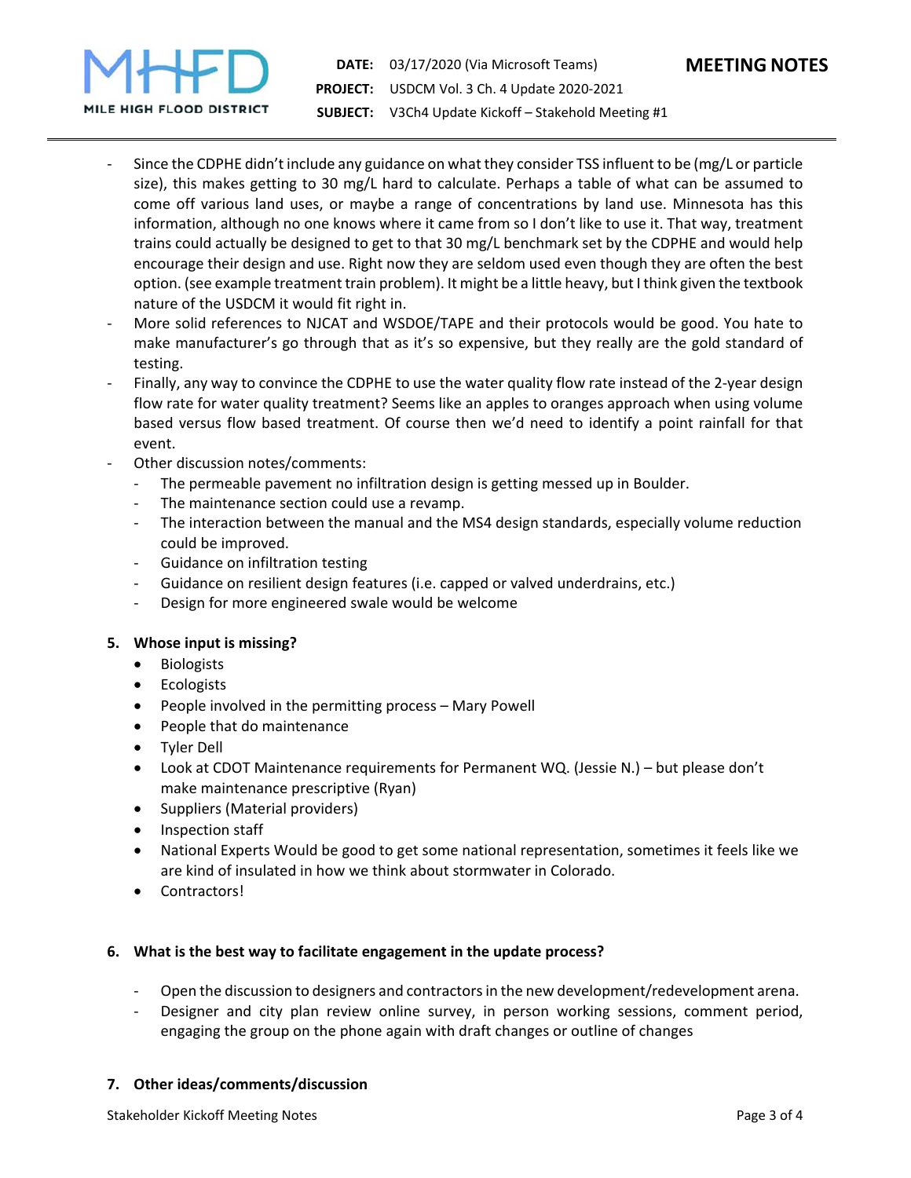- Since the CDPHE didn't include any guidance on what they consider TSS influent to be (mg/L or particle size), this makes getting to 30 mg/L hard to calculate. Perhaps a table of what can be assumed to come off various land uses, or maybe a range of concentrations by land use. Minnesota has this information, although no one knows where it came from so I don't like to use it. That way, treatment trains could actually be designed to get to that 30 mg/L benchmark set by the CDPHE and would help encourage their design and use. Right now they are seldom used even though they are often the best option. (see example treatment train problem). It might be a little heavy, but I think given the textbook nature of the USDCM it would fit right in.
- More solid references to NJCAT and WSDOE/TAPE and their protocols would be good. You hate to make manufacturer's go through that as it's so expensive, but they really are the gold standard of testing.
- Finally, any way to convince the CDPHE to use the water quality flow rate instead of the 2-year design flow rate for water quality treatment? Seems like an apples to oranges approach when using volume based versus flow based treatment. Of course then we'd need to identify a point rainfall for that event.
- Other discussion notes/comments:
  - The permeable pavement no infiltration design is getting messed up in Boulder.
  - The maintenance section could use a revamp.
  - The interaction between the manual and the MS4 design standards, especially volume reduction could be improved.
  - Guidance on infiltration testing
  - Guidance on resilient design features (i.e. capped or valved underdrains, etc.)
  - Design for more engineered swale would be welcome

**5. Whose input is missing?**

- Biologists
- Ecologists
- People involved in the permitting process – Mary Powell
- People that do maintenance
- Tyler Dell
- Look at CDOT Maintenance requirements for Permanent WQ. (Jessie N.) – but please don't make maintenance prescriptive (Ryan)
- Suppliers (Material providers)
- Inspection staff
- National Experts Would be good to get some national representation, sometimes it feels like we are kind of insulated in how we think about stormwater in Colorado.
- Contractors!

**6. What is the best way to facilitate engagement in the update process?**

- Open the discussion to designers and contractors in the new development/redevelopment arena.
- Designer and city plan review online survey, in person working sessions, comment period, engaging the group on the phone again with draft changes or outline of changes

**7. Other ideas/comments/discussion**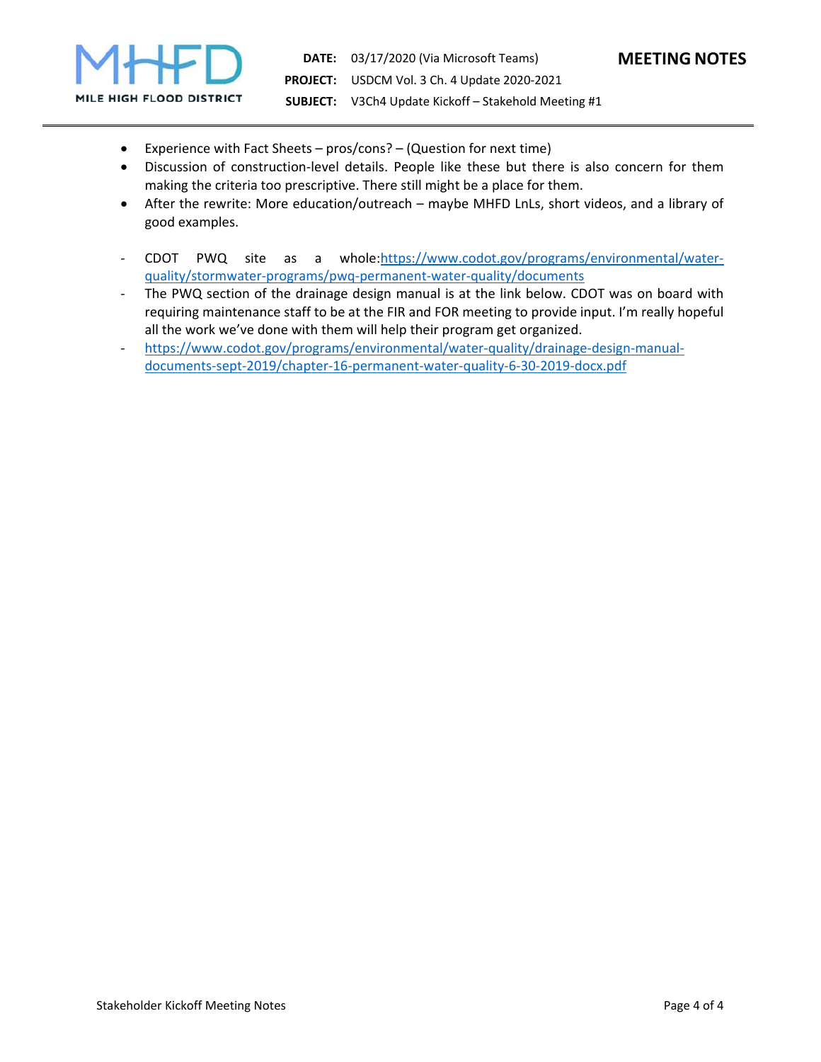- Experience with Fact Sheets – pros/cons? – (Question for next time)
- Discussion of construction-level details. People like these but there is also concern for them making the criteria too prescriptive. There still might be a place for them.
- After the rewrite: More education/outreach – maybe MHFD LnLs, short videos, and a library of good examples.

- CDOT PWQ site as a whole:https://www.codot.gov/programs/environmental/water-quality/stormwater-programs/pwq-permanent-water-quality/documents
- The PWQ section of the drainage design manual is at the link below. CDOT was on board with requiring maintenance staff to be at the FIR and FOR meeting to provide input. I'm really hopeful all the work we've done with them will help their program get organized.
- https://www.codot.gov/programs/environmental/water-quality/drainage-design-manual-documents-sept-2019/chapter-16-permanent-water-quality-6-30-2019-docx.pdf